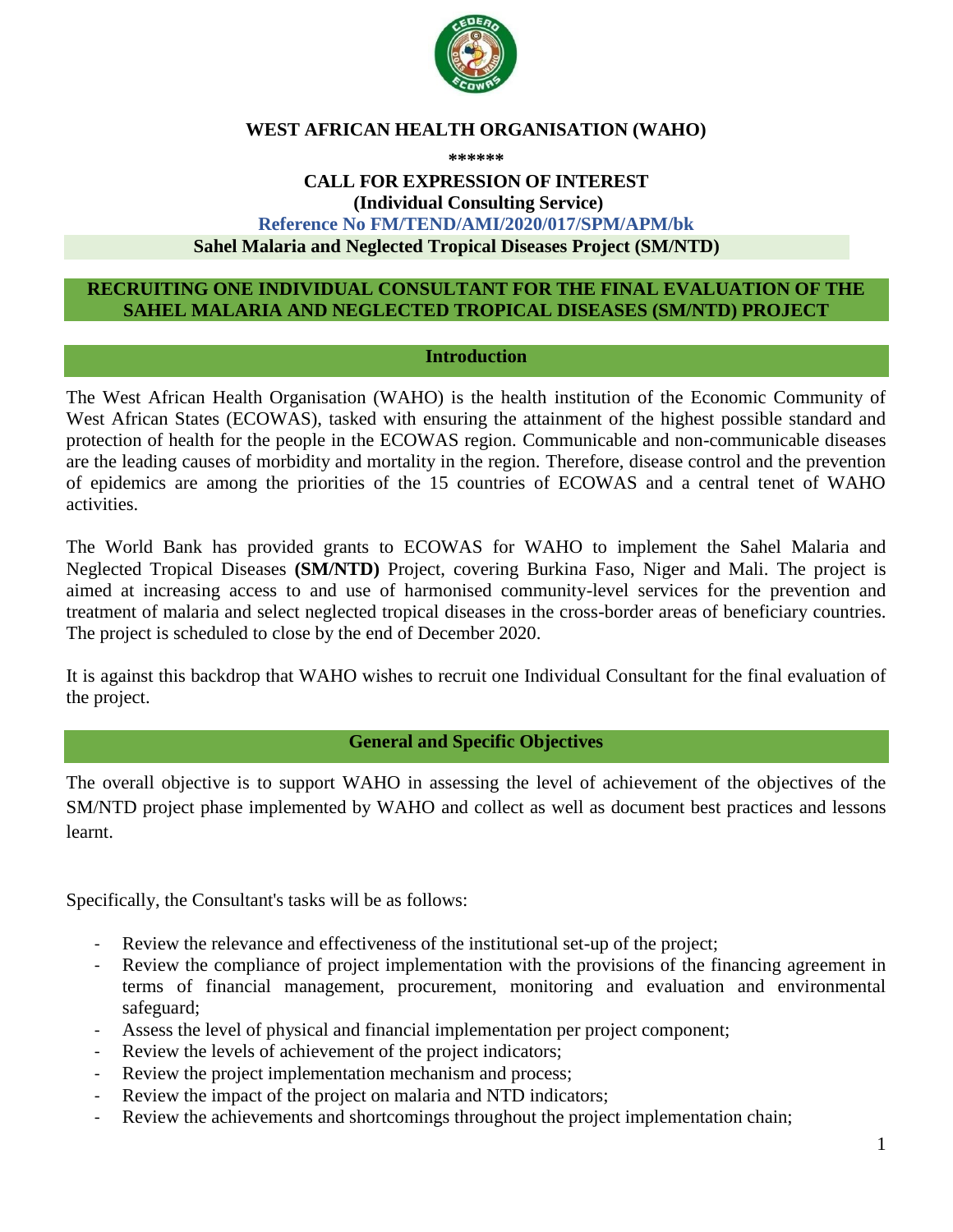# WEST AFRICAN HEALTH ORGANISATION (WAHO)

******

## CALL FOR EXPRESSION OF INTEREST

**(Individual Consulting Service)**

**Reference No FM/TEND/AMI/2020/017/SPM/APM/bk**

**Sahel Malaria and Neglected Tropical Diseases Project (SM/NTD)**

## RECRUITING ONE INDIVIDUAL CONSULTANT FOR THE FINAL EVALUATION OF THE SAHEL MALARIA AND NEGLECTED TROPICAL DISEASES (SM/NTD) PROJECT

### Introduction

The West African Health Organisation (WAHO) is the health institution of the Economic Community of West African States (ECOWAS), tasked with ensuring the attainment of the highest possible standard and protection of health for the people in the ECOWAS region. Communicable and non-communicable diseases are the leading causes of morbidity and mortality in the region. Therefore, disease control and the prevention of epidemics are among the priorities of the 15 countries of ECOWAS and a central tenet of WAHO activities.

The World Bank has provided grants to ECOWAS for WAHO to implement the Sahel Malaria and Neglected Tropical Diseases **(SM/NTD)** Project, covering Burkina Faso, Niger and Mali. The project is aimed at increasing access to and use of harmonised community-level services for the prevention and treatment of malaria and select neglected tropical diseases in the cross-border areas of beneficiary countries. The project is scheduled to close by the end of December 2020.

It is against this backdrop that WAHO wishes to recruit one Individual Consultant for the final evaluation of the project.

### General and Specific Objectives

The overall objective is to support WAHO in assessing the level of achievement of the objectives of the SM/NTD project phase implemented by WAHO and collect as well as document best practices and lessons learnt.

Specifically, the Consultant's tasks will be as follows:

- Review the relevance and effectiveness of the institutional set-up of the project;
- Review the compliance of project implementation with the provisions of the financing agreement in terms of financial management, procurement, monitoring and evaluation and environmental safeguard;
- Assess the level of physical and financial implementation per project component;
- Review the levels of achievement of the project indicators;
- Review the project implementation mechanism and process;
- Review the impact of the project on malaria and NTD indicators;
- Review the achievements and shortcomings throughout the project implementation chain;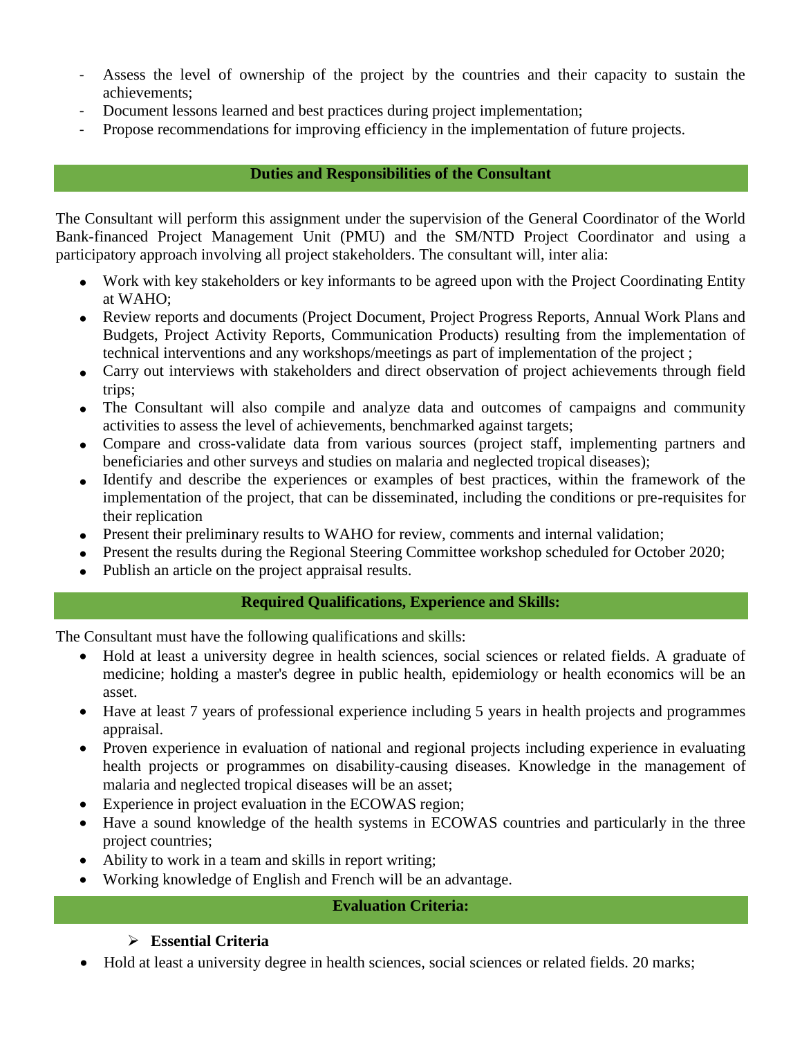- Assess the level of ownership of the project by the countries and their capacity to sustain the achievements;
- Document lessons learned and best practices during project implementation;
- Propose recommendations for improving efficiency in the implementation of future projects.

## Duties and Responsibilities of the Consultant

The Consultant will perform this assignment under the supervision of the General Coordinator of the World Bank-financed Project Management Unit (PMU) and the SM/NTD Project Coordinator and using a participatory approach involving all project stakeholders. The consultant will, inter alia:

- Work with key stakeholders or key informants to be agreed upon with the Project Coordinating Entity at WAHO;
- Review reports and documents (Project Document, Project Progress Reports, Annual Work Plans and Budgets, Project Activity Reports, Communication Products) resulting from the implementation of technical interventions and any workshops/meetings as part of implementation of the project ;
- Carry out interviews with stakeholders and direct observation of project achievements through field trips;
- The Consultant will also compile and analyze data and outcomes of campaigns and community activities to assess the level of achievements, benchmarked against targets;
- Compare and cross-validate data from various sources (project staff, implementing partners and beneficiaries and other surveys and studies on malaria and neglected tropical diseases);
- Identify and describe the experiences or examples of best practices, within the framework of the implementation of the project, that can be disseminated, including the conditions or pre-requisites for their replication
- Present their preliminary results to WAHO for review, comments and internal validation;
- Present the results during the Regional Steering Committee workshop scheduled for October 2020;
- Publish an article on the project appraisal results.

## Required Qualifications, Experience and Skills:

The Consultant must have the following qualifications and skills:

- Hold at least a university degree in health sciences, social sciences or related fields. A graduate of medicine; holding a master's degree in public health, epidemiology or health economics will be an asset.
- Have at least 7 years of professional experience including 5 years in health projects and programmes appraisal.
- Proven experience in evaluation of national and regional projects including experience in evaluating health projects or programmes on disability-causing diseases. Knowledge in the management of malaria and neglected tropical diseases will be an asset;
- Experience in project evaluation in the ECOWAS region;
- Have a sound knowledge of the health systems in ECOWAS countries and particularly in the three project countries;
- Ability to work in a team and skills in report writing;
- Working knowledge of English and French will be an advantage.

## Evaluation Criteria:

### Essential Criteria

- Hold at least a university degree in health sciences, social sciences or related fields. 20 marks;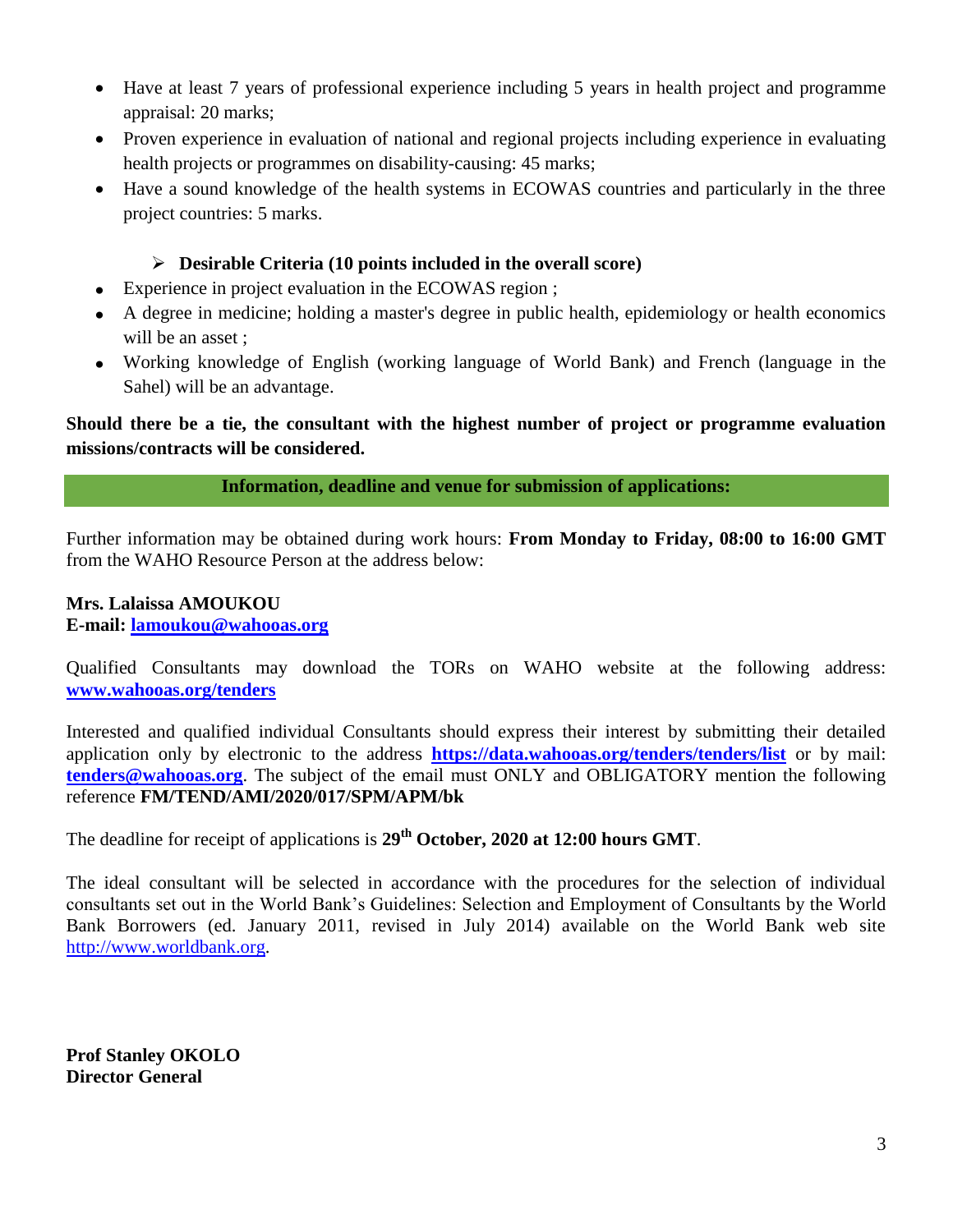- Have at least 7 years of professional experience including 5 years in health project and programme appraisal: 20 marks;
- Proven experience in evaluation of national and regional projects including experience in evaluating health projects or programmes on disability-causing: 45 marks;
- Have a sound knowledge of the health systems in ECOWAS countries and particularly in the three project countries: 5 marks.

> **Desirable Criteria (10 points included in the overall score)**

- Experience in project evaluation in the ECOWAS region ;
- A degree in medicine; holding a master's degree in public health, epidemiology or health economics will be an asset ;
- Working knowledge of English (working language of World Bank) and French (language in the Sahel) will be an advantage.

**Should there be a tie, the consultant with the highest number of project or programme evaluation missions/contracts will be considered.**

## Information, deadline and venue for submission of applications:

Further information may be obtained during work hours: **From Monday to Friday, 08:00 to 16:00 GMT** from the WAHO Resource Person at the address below:

**Mrs. Lalaissa AMOUKOU**
**E-mail: lamoukou@wahooas.org**

Qualified Consultants may download the TORs on WAHO website at the following address: **www.wahooas.org/tenders**

Interested and qualified individual Consultants should express their interest by submitting their detailed application only by electronic to the address **https://data.wahooas.org/tenders/tenders/list** or by mail: **tenders@wahooas.org**. The subject of the email must ONLY and OBLIGATORY mention the following reference **FM/TEND/AMI/2020/017/SPM/APM/bk**

The deadline for receipt of applications is **29th October, 2020 at 12:00 hours GMT**.

The ideal consultant will be selected in accordance with the procedures for the selection of individual consultants set out in the World Bank's Guidelines: Selection and Employment of Consultants by the World Bank Borrowers (ed. January 2011, revised in July 2014) available on the World Bank web site http://www.worldbank.org.

**Prof Stanley OKOLO**
**Director General**